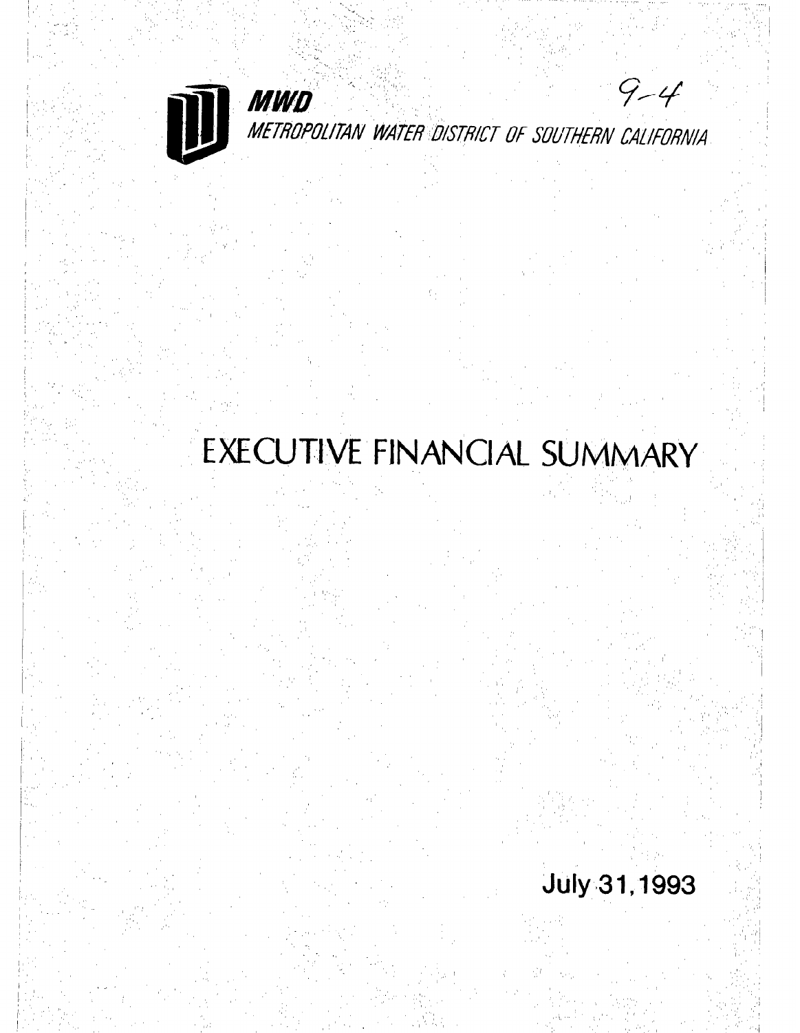**MWD** 9-4

*METROPOLITAN WATER DISTRICT OF SOUTHERN CALIFORNIA*

# EXECUTIVE FINANCIAL SUMMARY

**July 31, 1993**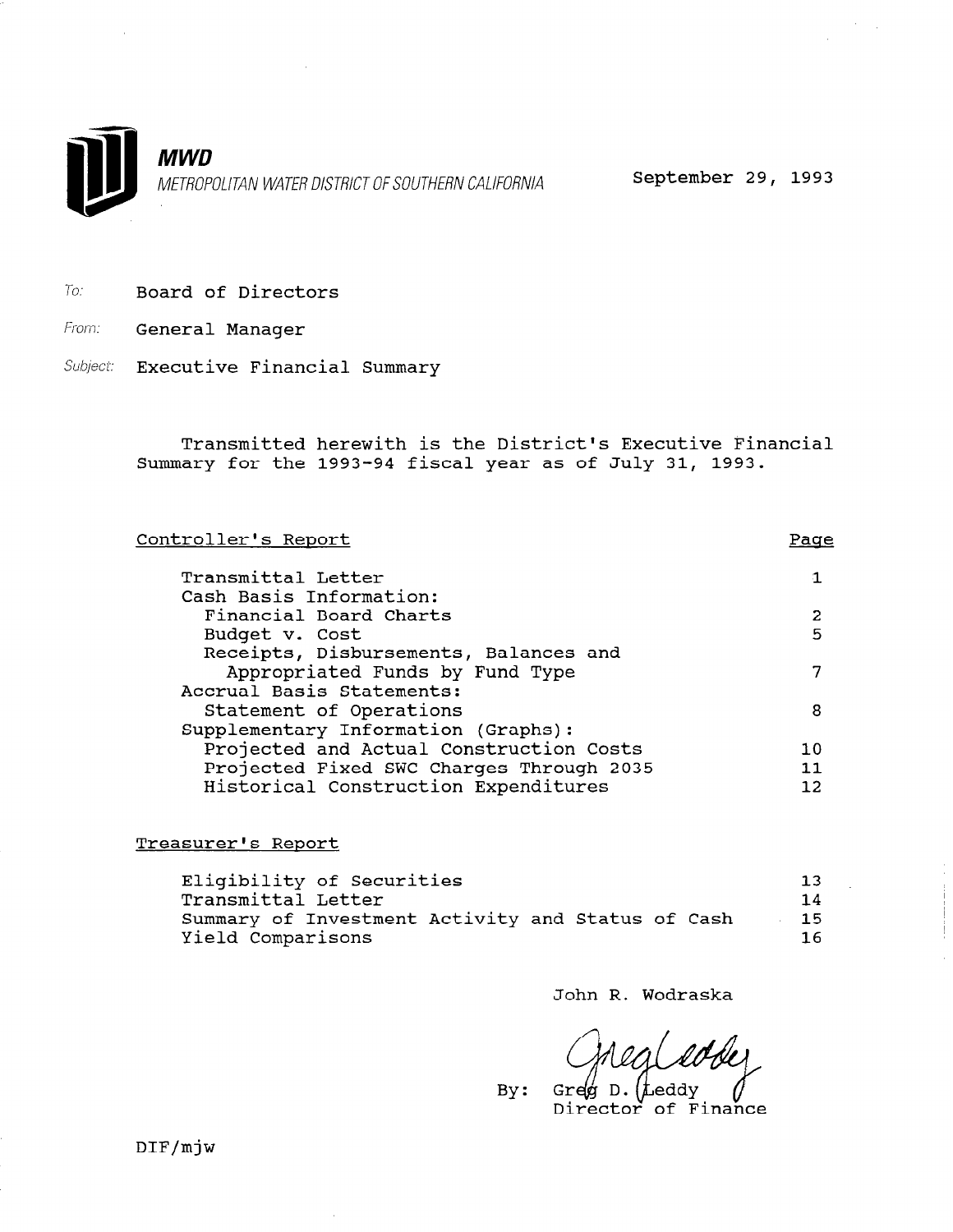**MWD**

*METROPOLITAN WATER DISTRICT OF SOUTHERN CALIFORNIA*

September 29, 1993

To: Board of Directors

From: General Manager

Subject: Executive Financial Summary

Transmitted herewith is the District's Executive Financial Summary for the 1993-94 fiscal year as of July 31, 1993.

| Controller's Report | Page |
|---|---|
| Transmittal Letter | 1 |
| Cash Basis Information: | |
| Financial Board Charts | 2 |
| Budget v. Cost | 5 |
| Receipts, Disbursements, Balances and Appropriated Funds by Fund Type | 7 |
| Accrual Basis Statements: | |
| Statement of Operations | 8 |
| Supplementary Information (Graphs): | |
| Projected and Actual Construction Costs | 10 |
| Projected Fixed SWC Charges Through 2035 | 11 |
| Historical Construction Expenditures | 12 |

| Treasurer's Report | |
|---|---|
| Eligibility of Securities | 13 |
| Transmittal Letter | 14 |
| Summary of Investment Activity and Status of Cash | 15 |
| Yield Comparisons | 16 |

John R. Wodraska

By: Greg D. Leddy
Director of Finance

DIF/mjw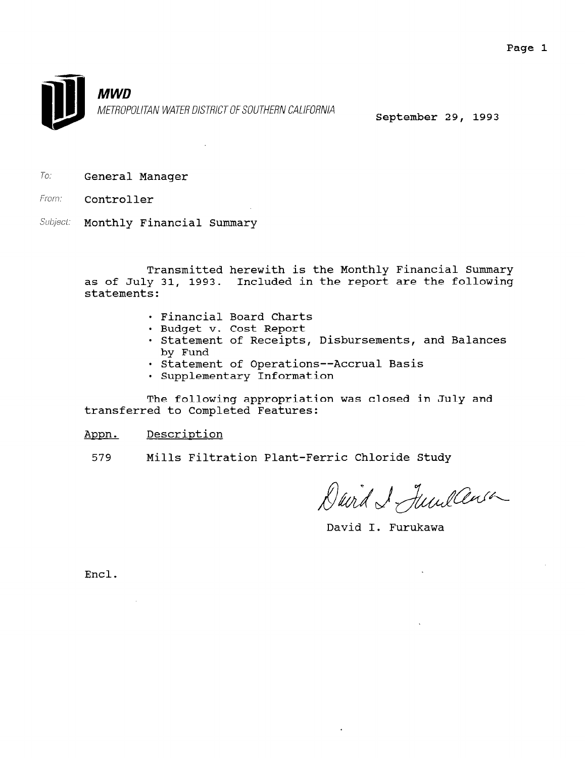**MWD**

METROPOLITAN WATER DISTRICT OF SOUTHERN CALIFORNIA

September 29, 1993

To: General Manager

From: Controller

Subject: Monthly Financial Summary

Transmitted herewith is the Monthly Financial Summary as of July 31, 1993. Included in the report are the following statements:

- Financial Board Charts
- Budget v. Cost Report
- Statement of Receipts, Disbursements, and Balances by Fund
- Statement of Operations--Accrual Basis
- Supplementary Information

The following appropriation was closed in July and transferred to Completed Features:

| Appn. | Description |
|---|---|
| 579 | Mills Filtration Plant-Ferric Chloride Study |

David I. Furukawa

Encl.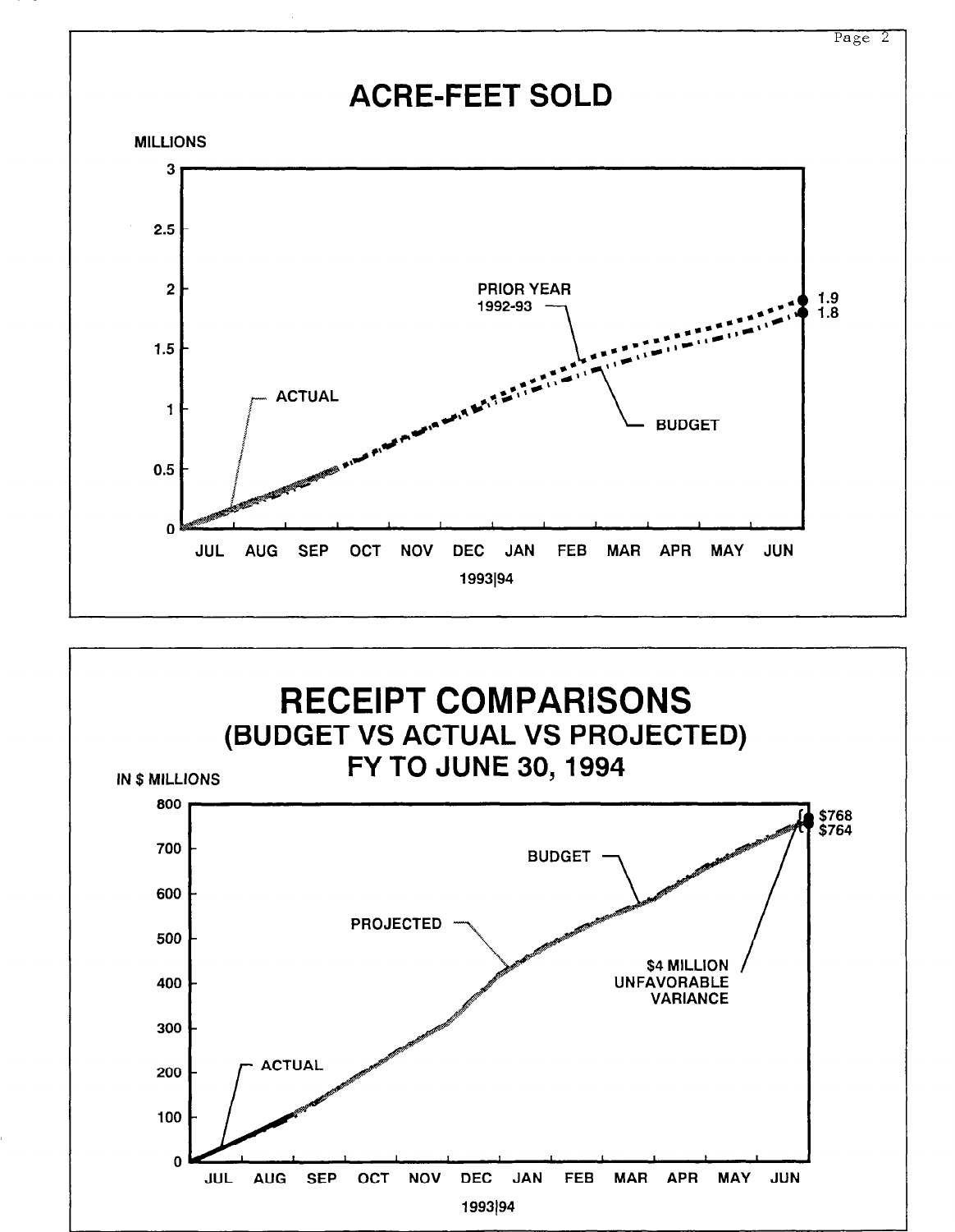# ACRE-FEET SOLD

MILLIONS

3

2.5

2

1.5

1

0.5

0

PRIOR YEAR 1992-93

ACTUAL

BUDGET

1.9

1.8

JUL AUG SEP OCT NOV DEC JAN FEB MAR APR MAY JUN

1993|94

# RECEIPT COMPARISONS
## (BUDGET VS ACTUAL VS PROJECTED)
## FY TO JUNE 30, 1994

IN $ MILLIONS

800

700

600

500

400

300

200

100

0

BUDGET

PROJECTED

ACTUAL

$4 MILLION UNFAVORABLE VARIANCE

$768

$764

JUL AUG SEP OCT NOV DEC JAN FEB MAR APR MAY JUN

1993|94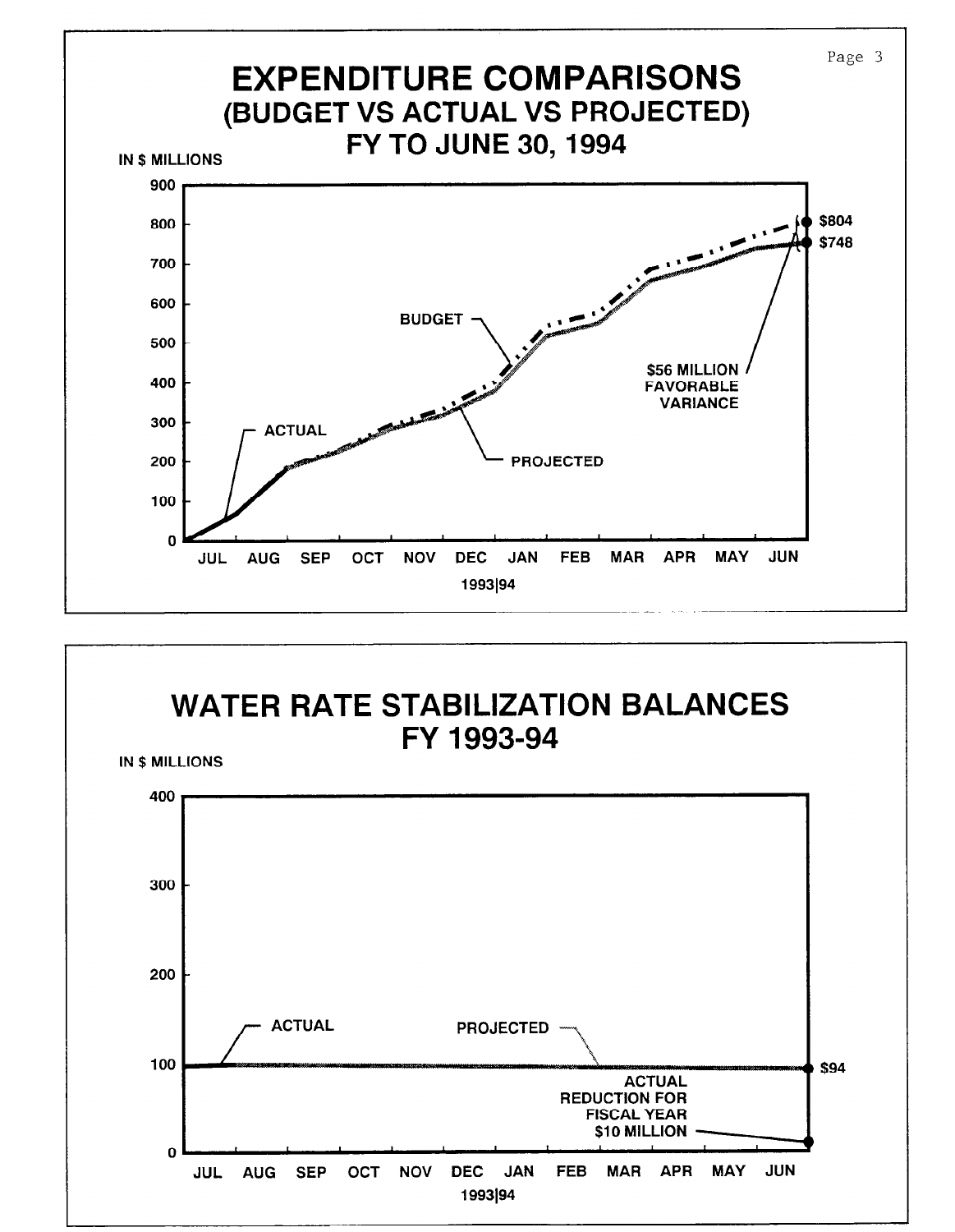# EXPENDITURE COMPARISONS
## (BUDGET VS ACTUAL VS PROJECTED)
## FY TO JUNE 30, 1994

IN $ MILLIONS

900, 800, 700, 600, 500, 400, 300, 200, 100, 0

BUDGET

ACTUAL

PROJECTED

$804

$748

$56 MILLION FAVORABLE VARIANCE

JUL AUG SEP OCT NOV DEC JAN FEB MAR APR MAY JUN

1993|94

# WATER RATE STABILIZATION BALANCES
## FY 1993-94

IN $ MILLIONS

400, 300, 200, 100, 0

ACTUAL

PROJECTED

$94

ACTUAL REDUCTION FOR FISCAL YEAR $10 MILLION

JUL AUG SEP OCT NOV DEC JAN FEB MAR APR MAY JUN

1993|94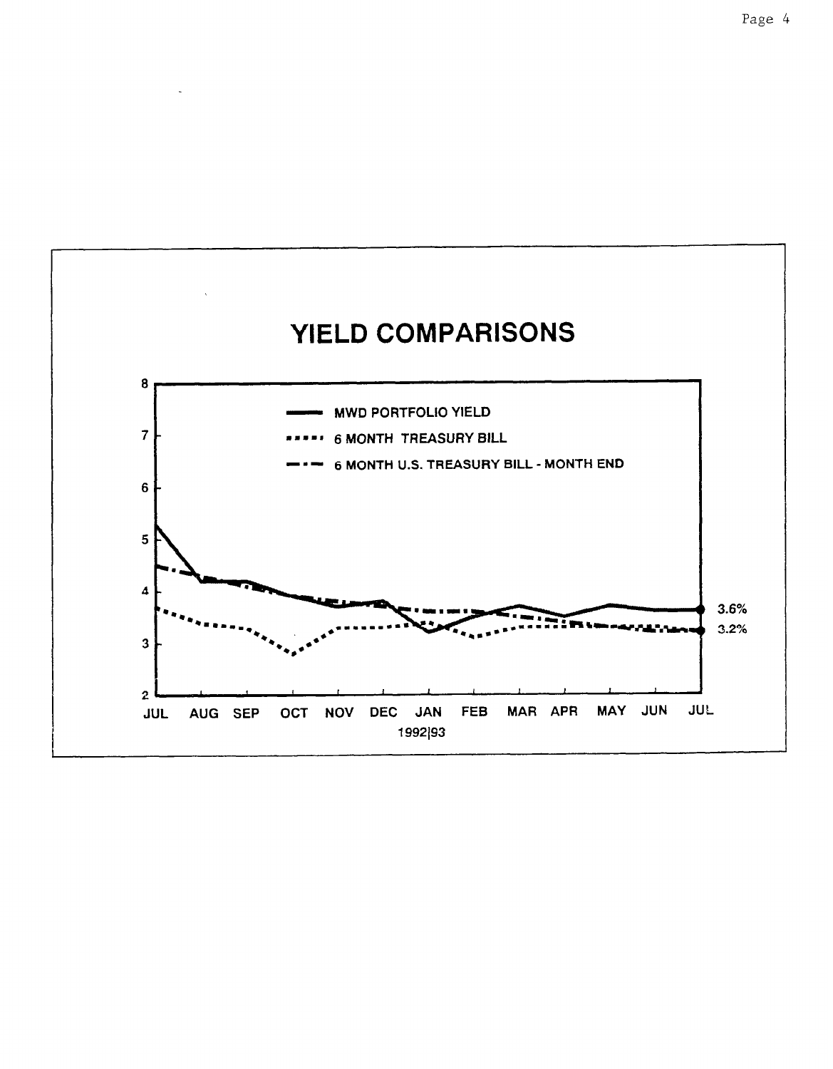# YIELD COMPARISONS

- MWD PORTFOLIO YIELD
- 6 MONTH TREASURY BILL
- 6 MONTH U.S. TREASURY BILL - MONTH END

3.6%

3.2%

JUL AUG SEP OCT NOV DEC JAN FEB MAR APR MAY JUN JUL

1992|93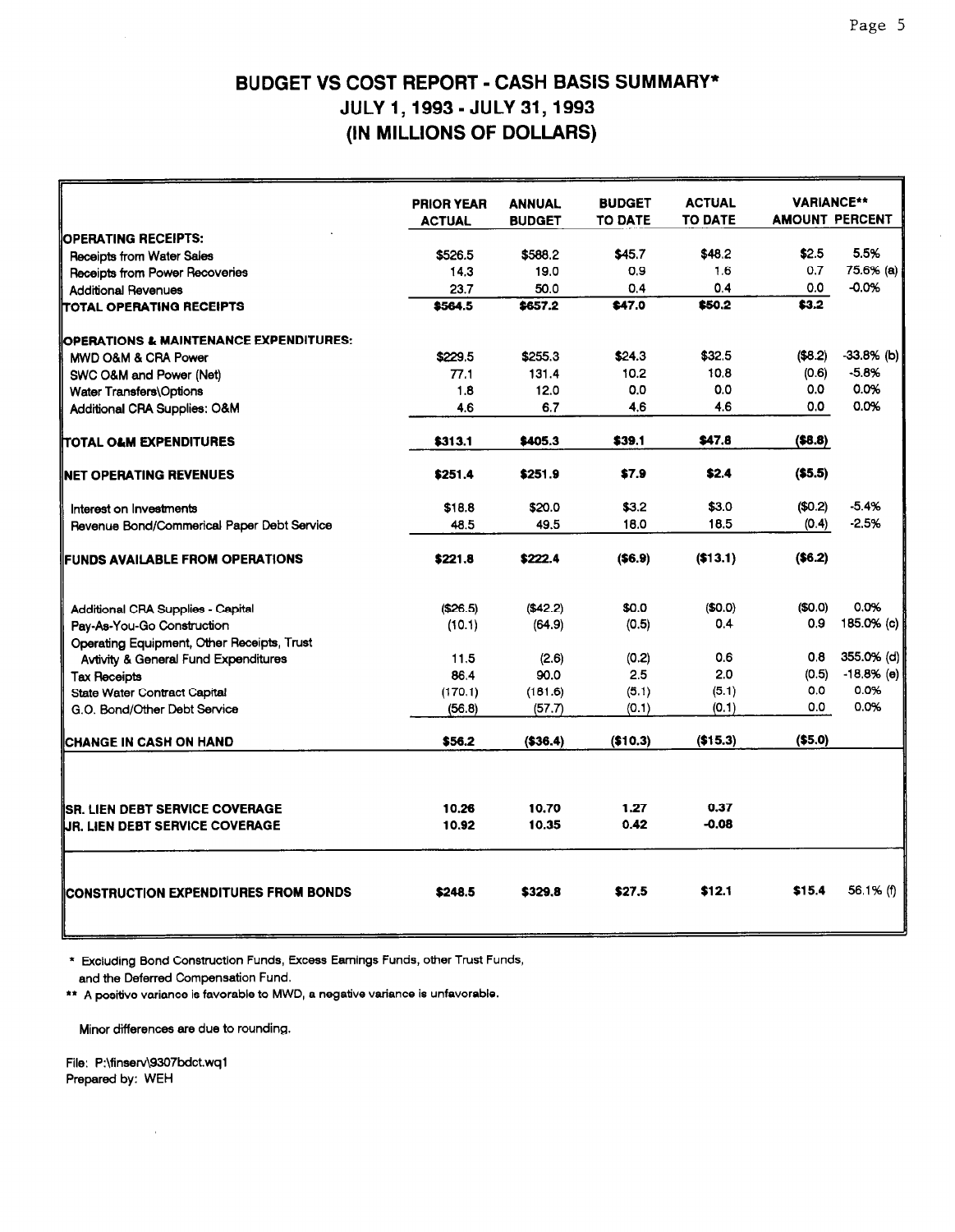# BUDGET VS COST REPORT - CASH BASIS SUMMARY*
## JULY 1, 1993 - JULY 31, 1993
## (IN MILLIONS OF DOLLARS)

| | PRIOR YEAR ACTUAL | ANNUAL BUDGET | BUDGET TO DATE | ACTUAL TO DATE | VARIANCE** AMOUNT | VARIANCE** PERCENT |
|---|---|---|---|---|---|---|
| **OPERATING RECEIPTS:** | | | | | | |
| Receipts from Water Sales | $526.5 | $588.2 | $45.7 | $48.2 | $2.5 | 5.5% |
| Receipts from Power Recoveries | 14.3 | 19.0 | 0.9 | 1.6 | 0.7 | 75.6% (a) |
| Additional Revenues | 23.7 | 50.0 | 0.4 | 0.4 | 0.0 | -0.0% |
| **TOTAL OPERATING RECEIPTS** | **$564.5** | **$657.2** | **$47.0** | **$50.2** | **$3.2** | |
| **OPERATIONS & MAINTENANCE EXPENDITURES:** | | | | | | |
| MWD O&M & CRA Power | $229.5 | $255.3 | $24.3 | $32.5 | ($8.2) | -33.8% (b) |
| SWC O&M and Power (Net) | 77.1 | 131.4 | 10.2 | 10.8 | (0.6) | -5.8% |
| Water Transfers\Options | 1.8 | 12.0 | 0.0 | 0.0 | 0.0 | 0.0% |
| Additional CRA Supplies: O&M | 4.6 | 6.7 | 4.6 | 4.6 | 0.0 | 0.0% |
| **TOTAL O&M EXPENDITURES** | **$313.1** | **$405.3** | **$39.1** | **$47.8** | **($8.8)** | |
| **NET OPERATING REVENUES** | **$251.4** | **$251.9** | **$7.9** | **$2.4** | **($5.5)** | |
| Interest on Investments | $18.8 | $20.0 | $3.2 | $3.0 | ($0.2) | -5.4% |
| Revenue Bond/Commerical Paper Debt Service | 48.5 | 49.5 | 18.0 | 18.5 | (0.4) | -2.5% |
| **FUNDS AVAILABLE FROM OPERATIONS** | **$221.8** | **$222.4** | **($6.9)** | **($13.1)** | **($6.2)** | |
| Additional CRA Supplies - Capital | ($26.5) | ($42.2) | $0.0 | ($0.0) | ($0.0) | 0.0% |
| Pay-As-You-Go Construction | (10.1) | (64.9) | (0.5) | 0.4 | 0.9 | 185.0% (c) |
| Operating Equipment, Other Receipts, Trust Avtivity & General Fund Expenditures | 11.5 | (2.6) | (0.2) | 0.6 | 0.8 | 355.0% (d) |
| Tax Receipts | 86.4 | 90.0 | 2.5 | 2.0 | (0.5) | -18.8% (e) |
| State Water Contract Capital | (170.1) | (181.6) | (5.1) | (5.1) | 0.0 | 0.0% |
| G.O. Bond/Other Debt Service | (56.8) | (57.7) | (0.1) | (0.1) | 0.0 | 0.0% |
| **CHANGE IN CASH ON HAND** | **$56.2** | **($36.4)** | **($10.3)** | **($15.3)** | **($5.0)** | |
| **SR. LIEN DEBT SERVICE COVERAGE** | 10.26 | 10.70 | 1.27 | 0.37 | | |
| **JR. LIEN DEBT SERVICE COVERAGE** | 10.92 | 10.35 | 0.42 | -0.08 | | |
| **CONSTRUCTION EXPENDITURES FROM BONDS** | **$248.5** | **$329.8** | **$27.5** | **$12.1** | **$15.4** | 56.1% (f) |

\* Excluding Bond Construction Funds, Excess Earnings Funds, other Trust Funds, and the Deferred Compensation Fund.

** A positive variance is favorable to MWD, a negative variance is unfavorable.

Minor differences are due to rounding.

File: P:\finserv\9307bdct.wq1
Prepared by: WEH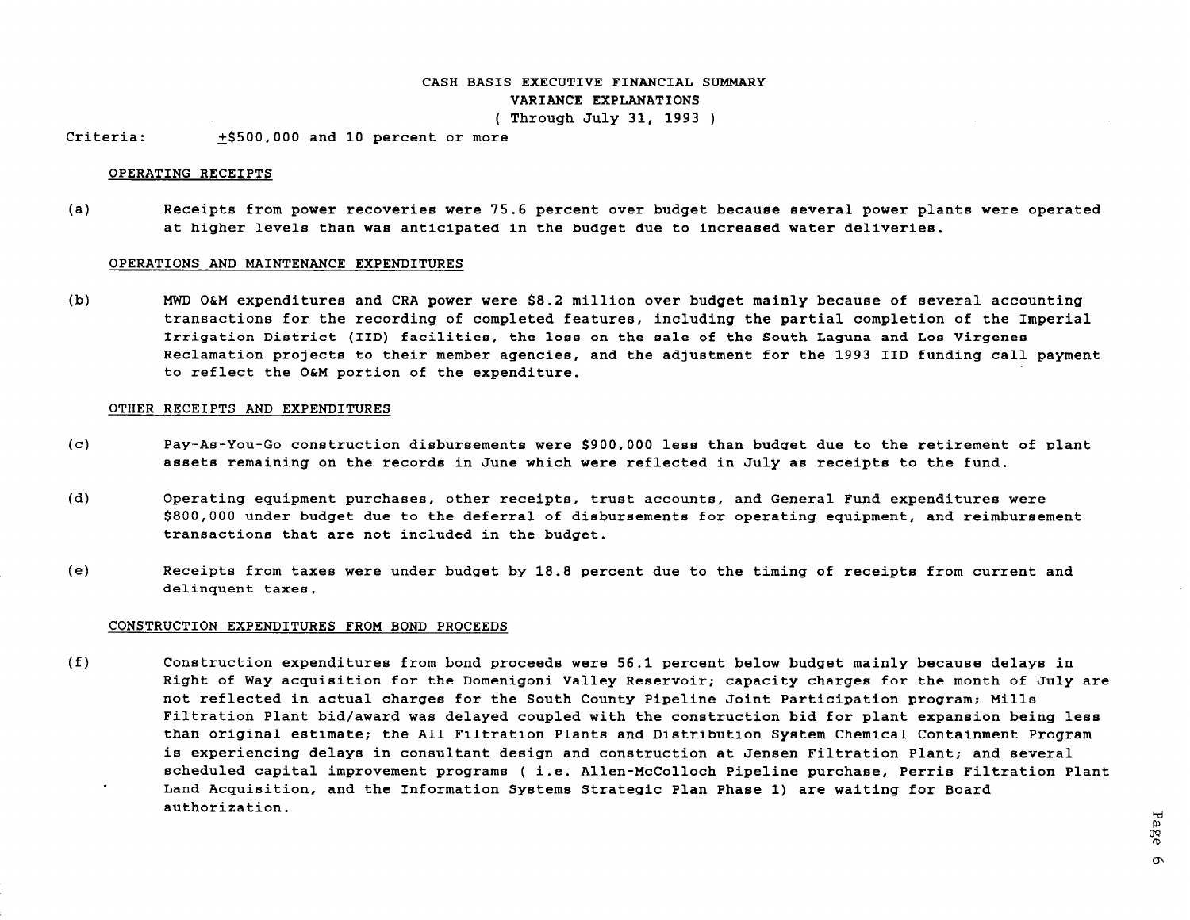# CASH BASIS EXECUTIVE FINANCIAL SUMMARY
## VARIANCE EXPLANATIONS
### ( Through July 31, 1993 )

Criteria: ±$500,000 and 10 percent or more

**OPERATING RECEIPTS**

(a) Receipts from power recoveries were 75.6 percent over budget because several power plants were operated at higher levels than was anticipated in the budget due to increased water deliveries.

**OPERATIONS AND MAINTENANCE EXPENDITURES**

(b) MWD O&M expenditures and CRA power were $8.2 million over budget mainly because of several accounting transactions for the recording of completed features, including the partial completion of the Imperial Irrigation District (IID) facilities, the loss on the sale of the South Laguna and Los Virgenes Reclamation projects to their member agencies, and the adjustment for the 1993 IID funding call payment to reflect the O&M portion of the expenditure.

**OTHER RECEIPTS AND EXPENDITURES**

(c) Pay-As-You-Go construction disbursements were $900,000 less than budget due to the retirement of plant assets remaining on the records in June which were reflected in July as receipts to the fund.

(d) Operating equipment purchases, other receipts, trust accounts, and General Fund expenditures were $800,000 under budget due to the deferral of disbursements for operating equipment, and reimbursement transactions that are not included in the budget.

(e) Receipts from taxes were under budget by 18.8 percent due to the timing of receipts from current and delinquent taxes.

**CONSTRUCTION EXPENDITURES FROM BOND PROCEEDS**

(f) Construction expenditures from bond proceeds were 56.1 percent below budget mainly because delays in Right of Way acquisition for the Domenigoni Valley Reservoir; capacity charges for the month of July are not reflected in actual charges for the South County Pipeline Joint Participation program; Mills Filtration Plant bid/award was delayed coupled with the construction bid for plant expansion being less than original estimate; the All Filtration Plants and Distribution System Chemical Containment Program is experiencing delays in consultant design and construction at Jensen Filtration Plant; and several scheduled capital improvement programs ( i.e. Allen-McColloch Pipeline purchase, Perris Filtration Plant Land Acquisition, and the Information Systems Strategic Plan Phase 1) are waiting for Board authorization.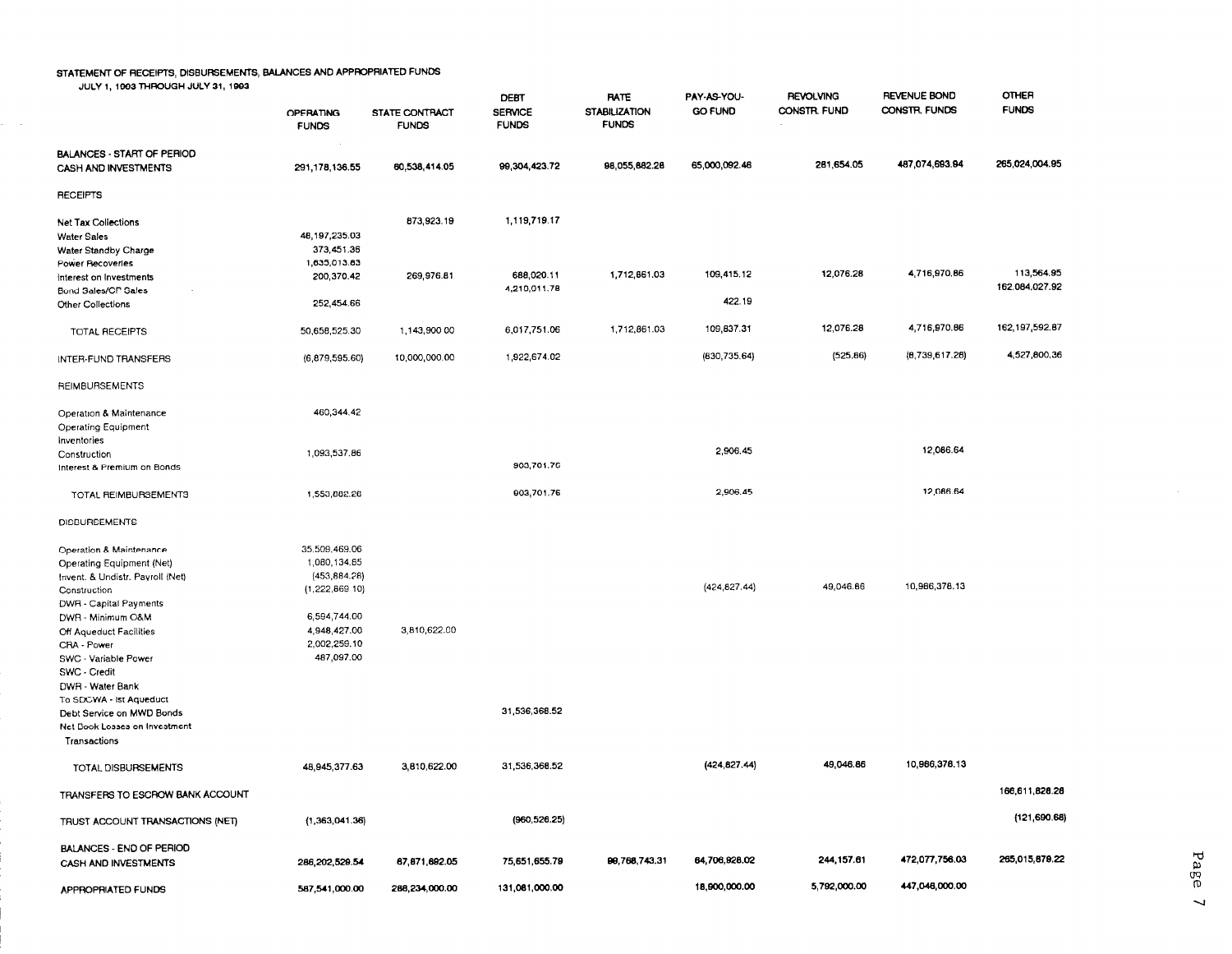### STATEMENT OF RECEIPTS, DISBURSEMENTS, BALANCES AND APPROPRIATED FUNDS

JULY 1, 1993 THROUGH JULY 31, 1993

| | OPERATING FUNDS | STATE CONTRACT FUNDS | DEBT SERVICE FUNDS | RATE STABILIZATION FUNDS | PAY-AS-YOU-GO FUND | REVOLVING CONSTR. FUND | REVENUE BOND CONSTR. FUNDS | OTHER FUNDS |
|---|---|---|---|---|---|---|---|---|
| BALANCES - START OF PERIOD | | | | | | | | |
| CASH AND INVESTMENTS | 291,178,136.55 | 60,538,414.05 | 99,304,423.72 | 98,055,882.28 | 65,000,092.46 | 281,654.05 | 487,074,693.94 | 265,024,004.95 |
| RECEIPTS | | | | | | | | |
| Net Tax Collections | | 873,923.19 | 1,119,719.17 | | | | | |
| Water Sales | 48,197,235.03 | | | | | | | |
| Water Standby Charge | 373,451.36 | | | | | | | |
| Power Recoveries | 1,635,013.83 | | | | | | | |
| Interest on Investments | 200,370.42 | 269,976.81 | 688,020.11 | 1,712,861.03 | 109,415.12 | 12,076.28 | 4,716,970.86 | 113,564.95 |
| Bond Sales/CP Sales | | | 4,210,011.78 | | | | | 162,084,027.92 |
| Other Collections | 252,454.66 | | | | 422.19 | | | |
| TOTAL RECEIPTS | 50,658,525.30 | 1,143,900.00 | 6,017,751.06 | 1,712,861.03 | 109,837.31 | 12,076.28 | 4,716,970.86 | 162,197,592.87 |
| INTER-FUND TRANSFERS | (6,879,595.60) | 10,000,000.00 | 1,922,674.02 | | (830,735.64) | (525.86) | (8,739,617.28) | 4,527,800.36 |
| REIMBURSEMENTS | | | | | | | | |
| Operation & Maintenance | 460,344.42 | | | | | | | |
| Operating Equipment | | | | | | | | |
| Inventories | | | | | | | | |
| Construction | 1,093,537.86 | | | | 2,906.45 | | 12,086.64 | |
| Interest & Premium on Bonds | | | 903,701.76 | | | | | |
| TOTAL REIMBURSEMENTS | 1,553,882.28 | | 903,701.76 | | 2,906.45 | | 12,086.64 | |
| DISBURSEMENTS | | | | | | | | |
| Operation & Maintenance | 35,509,469.06 | | | | | | | |
| Operating Equipment (Net) | 1,080,134.65 | | | | | | | |
| Invent. & Undistr. Payroll (Net) | (453,884.28) | | | | | | | |
| Construction | (1,222,869.10) | | | | (424,827.44) | 49,046.86 | 10,986,376.13 | |
| DWR - Capital Payments | | | | | | | | |
| DWR - Minimum O&M | 6,594,744.00 | | | | | | | |
| Off Aqueduct Facilities | 4,948,427.00 | 3,810,622.00 | | | | | | |
| CRA - Power | 2,002,259.10 | | | | | | | |
| SWC - Variable Power | 487,097.00 | | | | | | | |
| SWC - Credit | | | | | | | | |
| DWR - Water Bank | | | | | | | | |
| To SDCWA - Ist Aqueduct | | | | | | | | |
| Debt Service on MWD Bonds | | | 31,536,368.52 | | | | | |
| Net Book Losses on Investment Transactions | | | | | | | | |
| TOTAL DISBURSEMENTS | 48,945,377.63 | 3,810,622.00 | 31,536,368.52 | | (424,827.44) | 49,046.86 | 10,986,376.13 | |
| TRANSFERS TO ESCROW BANK ACCOUNT | | | | | | | | 166,611,828.28 |
| TRUST ACCOUNT TRANSACTIONS (NET) | (1,363,041.36) | | (960,526.25) | | | | | (121,690.68) |
| BALANCES - END OF PERIOD | | | | | | | | |
| CASH AND INVESTMENTS | 286,202,529.54 | 67,871,692.05 | 75,651,655.79 | 99,768,743.31 | 64,706,928.02 | 244,157.61 | 472,077,756.03 | 265,015,879.22 |
| APPROPRIATED FUNDS | 587,541,000.00 | 288,234,000.00 | 131,081,000.00 | | 18,900,000.00 | 5,792,000.00 | 447,046,000.00 | |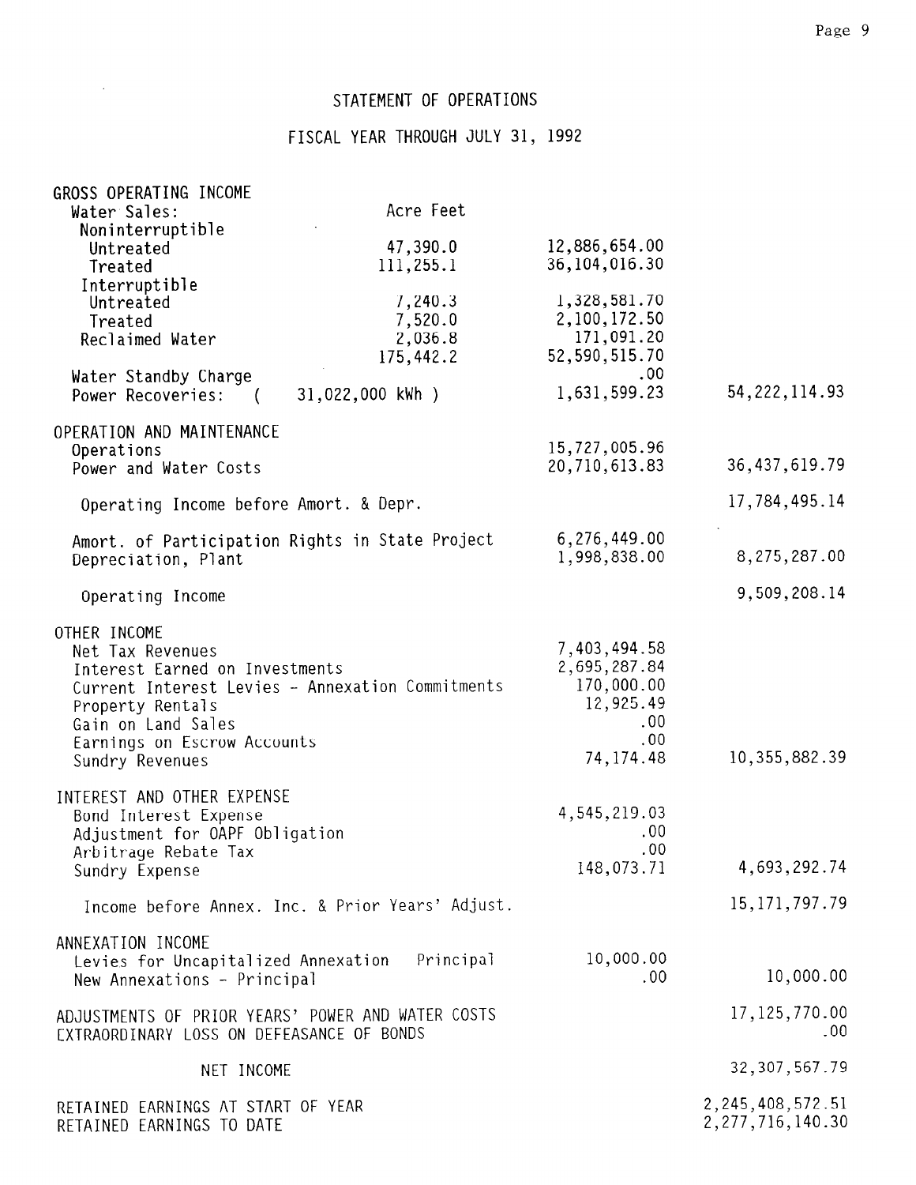# STATEMENT OF OPERATIONS

## FISCAL YEAR THROUGH JULY 31, 1992

| | Acre Feet | | |
|---|---|---|---|
| **GROSS OPERATING INCOME** | | | |
| Water Sales: | | | |
| Noninterruptible | | | |
| Untreated | 47,390.0 | 12,886,654.00 | |
| Treated | 111,255.1 | 36,104,016.30 | |
| Interruptible | | | |
| Untreated | 7,240.3 | 1,328,581.70 | |
| Treated | 7,520.0 | 2,100,172.50 | |
| Reclaimed Water | 2,036.8 | 171,091.20 | |
| | 175,442.2 | 52,590,515.70 | |
| Water Standby Charge | | .00 | |
| Power Recoveries: ( 31,022,000 kWh ) | | 1,631,599.23 | 54,222,114.93 |
| **OPERATION AND MAINTENANCE** | | | |
| Operations | | 15,727,005.96 | |
| Power and Water Costs | | 20,710,613.83 | 36,437,619.79 |
| Operating Income before Amort. & Depr. | | | 17,784,495.14 |
| Amort. of Participation Rights in State Project | | 6,276,449.00 | |
| Depreciation, Plant | | 1,998,838.00 | 8,275,287.00 |
| Operating Income | | | 9,509,208.14 |
| **OTHER INCOME** | | | |
| Net Tax Revenues | | 7,403,494.58 | |
| Interest Earned on Investments | | 2,695,287.84 | |
| Current Interest Levies - Annexation Commitments | | 170,000.00 | |
| Property Rentals | | 12,925.49 | |
| Gain on Land Sales | | .00 | |
| Earnings on Escrow Accounts | | .00 | |
| Sundry Revenues | | 74,174.48 | 10,355,882.39 |
| **INTEREST AND OTHER EXPENSE** | | | |
| Bond Interest Expense | | 4,545,219.03 | |
| Adjustment for OAPF Obligation | | .00 | |
| Arbitrage Rebate Tax | | .00 | |
| Sundry Expense | | 148,073.71 | 4,693,292.74 |
| Income before Annex. Inc. & Prior Years' Adjust. | | | 15,171,797.79 |
| **ANNEXATION INCOME** | | | |
| Levies for Uncapitalized Annexation Principal | | 10,000.00 | |
| New Annexations - Principal | | .00 | 10,000.00 |
| **ADJUSTMENTS OF PRIOR YEARS' POWER AND WATER COSTS** | | | 17,125,770.00 |
| **EXTRAORDINARY LOSS ON DEFEASANCE OF BONDS** | | | .00 |
| **NET INCOME** | | | 32,307,567.79 |
| **RETAINED EARNINGS AT START OF YEAR** | | | 2,245,408,572.51 |
| **RETAINED EARNINGS TO DATE** | | | 2,277,716,140.30 |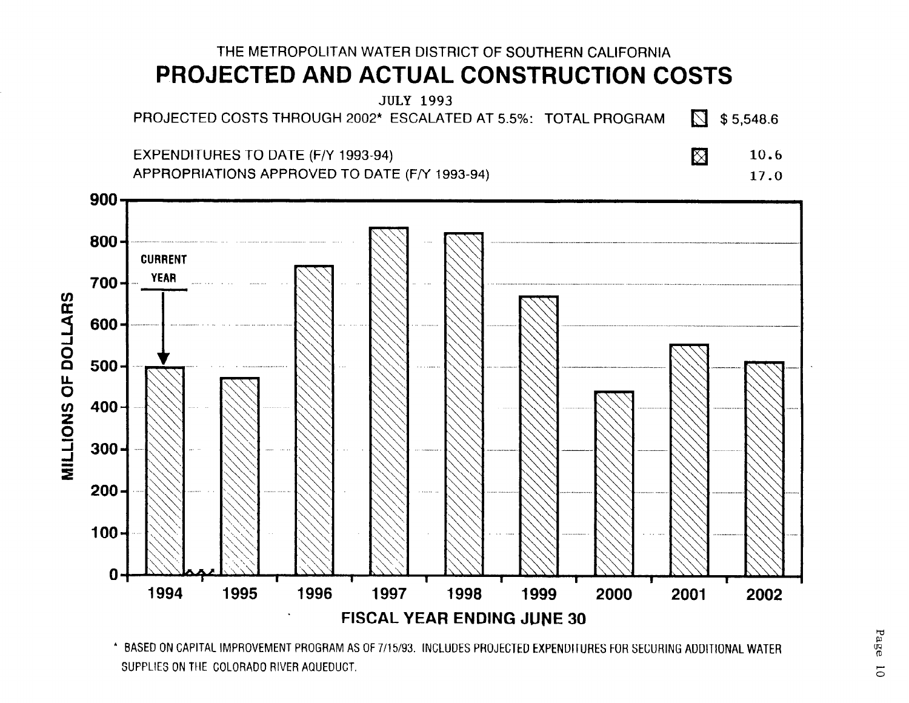THE METROPOLITAN WATER DISTRICT OF SOUTHERN CALIFORNIA

# PROJECTED AND ACTUAL CONSTRUCTION COSTS

JULY 1993

| | | |
|---|---|---|
| PROJECTED COSTS THROUGH 2002* ESCALATED AT 5.5%: TOTAL PROGRAM | ▧ | $ 5,548.6 |
| EXPENDITURES TO DATE (F/Y 1993-94) | ⊠ | 10.6 |
| APPROPRIATIONS APPROVED TO DATE (F/Y 1993-94) | | 17.0 |

MILLIONS OF DOLLARS

CURRENT YEAR

FISCAL YEAR ENDING JUNE 30

| Fiscal Year | 1994 | 1995 | 1996 | 1997 | 1998 | 1999 | 2000 | 2001 | 2002 |
|---|---|---|---|---|---|---|---|---|---|
| Projected Costs (approx., $ millions) | 500 | 470 | 740 | 835 | 820 | 670 | 440 | 550 | 510 |

\* BASED ON CAPITAL IMPROVEMENT PROGRAM AS OF 7/15/93. INCLUDES PROJECTED EXPENDITURES FOR SECURING ADDITIONAL WATER SUPPLIES ON THE COLORADO RIVER AQUEDUCT.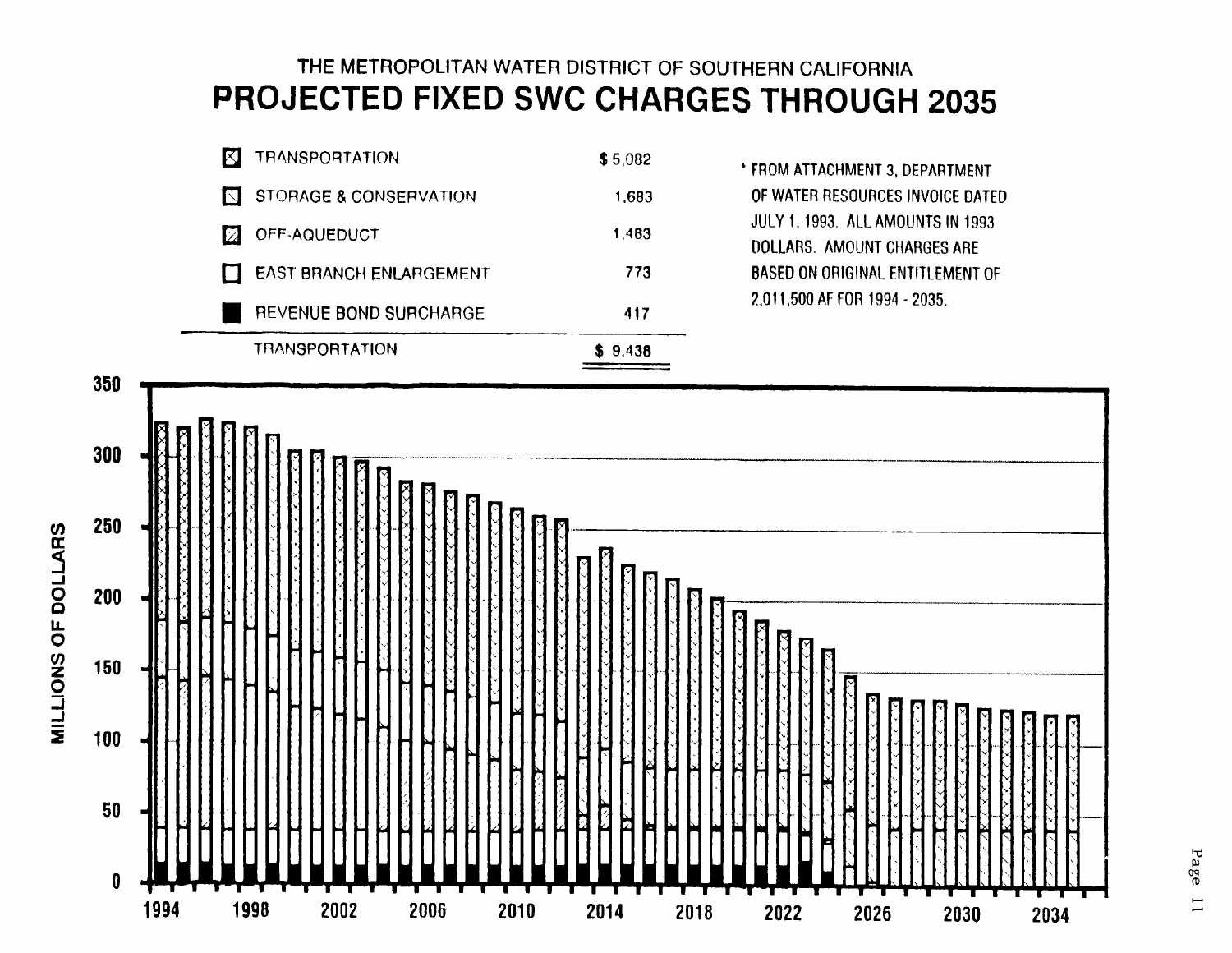THE METROPOLITAN WATER DISTRICT OF SOUTHERN CALIFORNIA

# PROJECTED FIXED SWC CHARGES THROUGH 2035

| | |
|---|---|
| TRANSPORTATION | $ 5,082 |
| STORAGE & CONSERVATION | 1,683 |
| OFF-AQUEDUCT | 1,483 |
| EAST BRANCH ENLARGEMENT | 773 |
| REVENUE BOND SURCHARGE | 417 |
| TRANSPORTATION | $ 9,438 |

* FROM ATTACHMENT 3, DEPARTMENT OF WATER RESOURCES INVOICE DATED JULY 1, 1993. ALL AMOUNTS IN 1993 DOLLARS. AMOUNT CHARGES ARE BASED ON ORIGINAL ENTITLEMENT OF 2,011,500 AF FOR 1994 - 2035.

MILLIONS OF DOLLARS

350
300
250
200
150
100
50
0

1994 1998 2002 2006 2010 2014 2018 2022 2026 2030 2034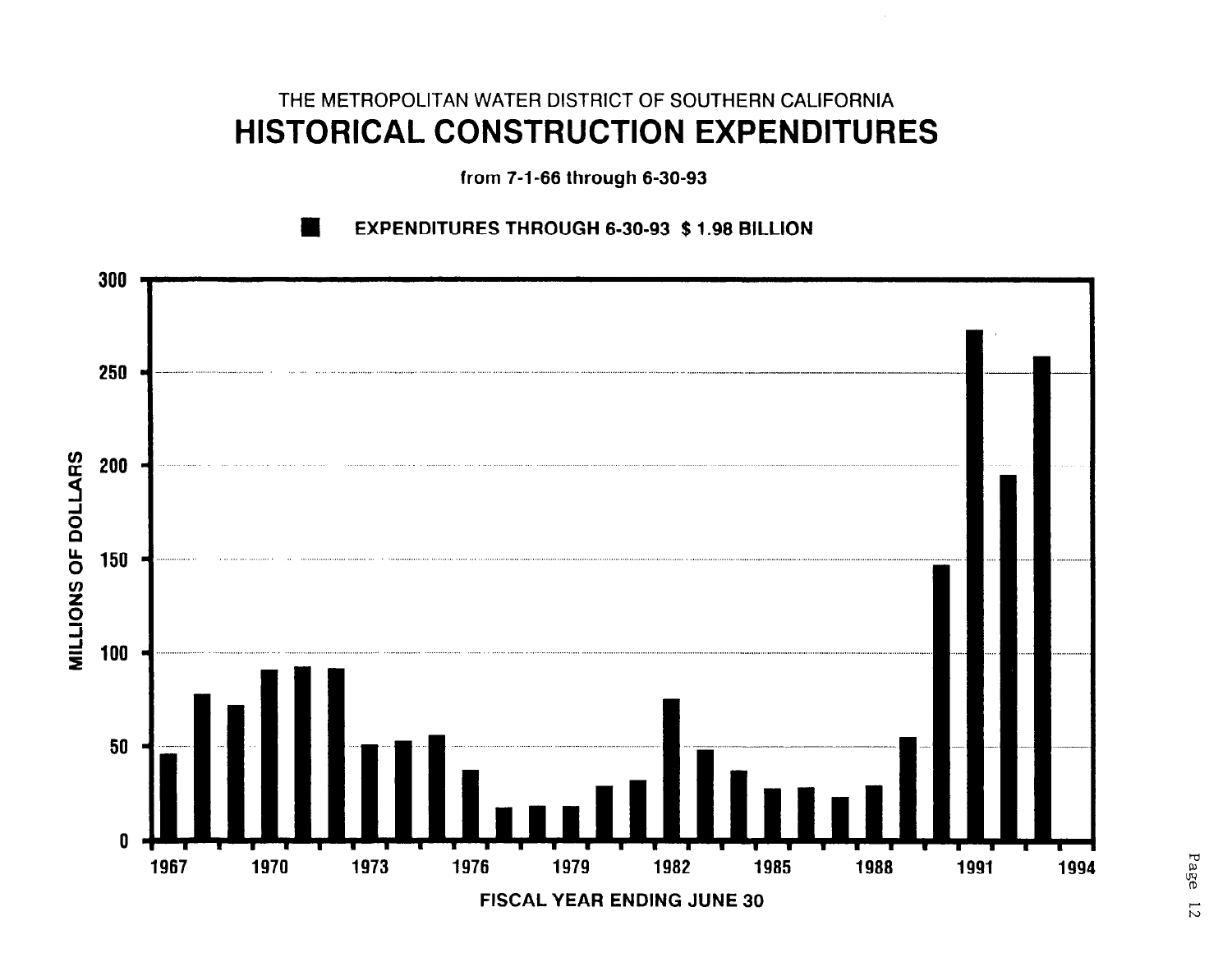THE METROPOLITAN WATER DISTRICT OF SOUTHERN CALIFORNIA

# HISTORICAL CONSTRUCTION EXPENDITURES

from 7-1-66 through 6-30-93

■ EXPENDITURES THROUGH 6-30-93 $ 1.98 BILLION

MILLIONS OF DOLLARS

300
250
200
150
100
50
0

1967 1970 1973 1976 1979 1982 1985 1988 1991 1994

FISCAL YEAR ENDING JUNE 30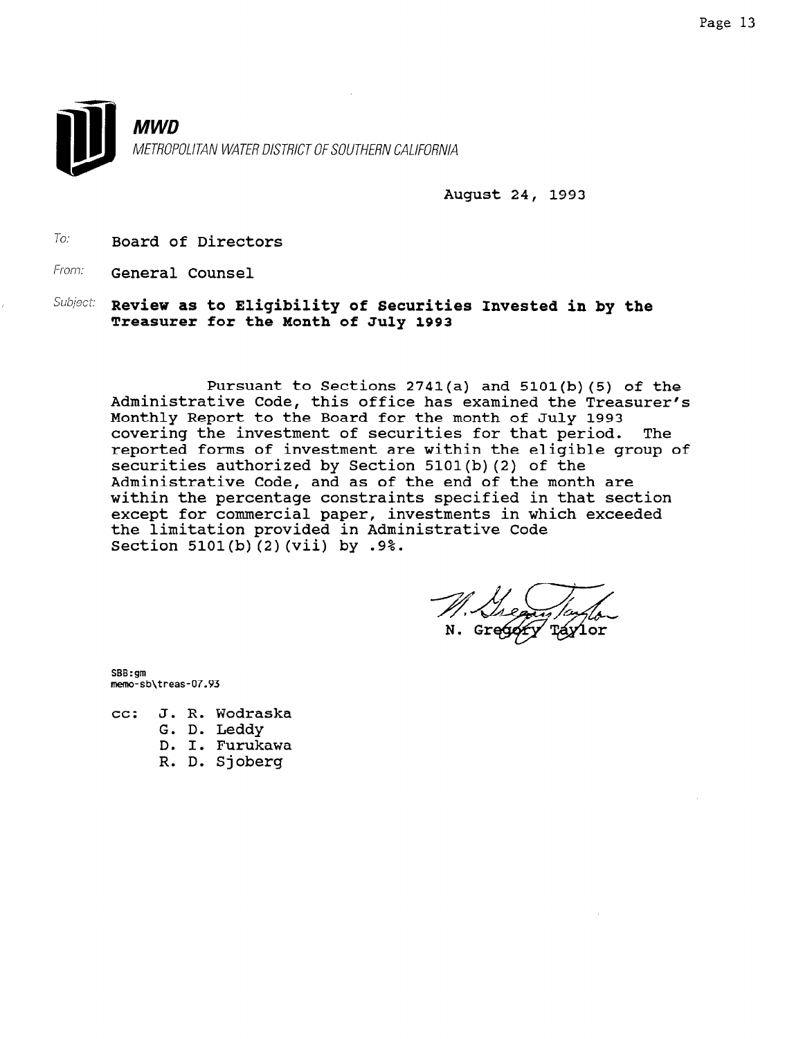**MWD**

*METROPOLITAN WATER DISTRICT OF SOUTHERN CALIFORNIA*

August 24, 1993

To: Board of Directors

From: General Counsel

Subject: **Review as to Eligibility of Securities Invested in by the Treasurer for the Month of July 1993**

Pursuant to Sections 2741(a) and 5101(b)(5) of the Administrative Code, this office has examined the Treasurer's Monthly Report to the Board for the month of July 1993 covering the investment of securities for that period. The reported forms of investment are within the eligible group of securities authorized by Section 5101(b)(2) of the Administrative Code, and as of the end of the month are within the percentage constraints specified in that section except for commercial paper, investments in which exceeded the limitation provided in Administrative Code Section 5101(b)(2)(vii) by .9%.

N. Gregory Taylor

SBB:gm
memo-sb\treas-07.93

cc: J. R. Wodraska
G. D. Leddy
D. I. Furukawa
R. D. Sjoberg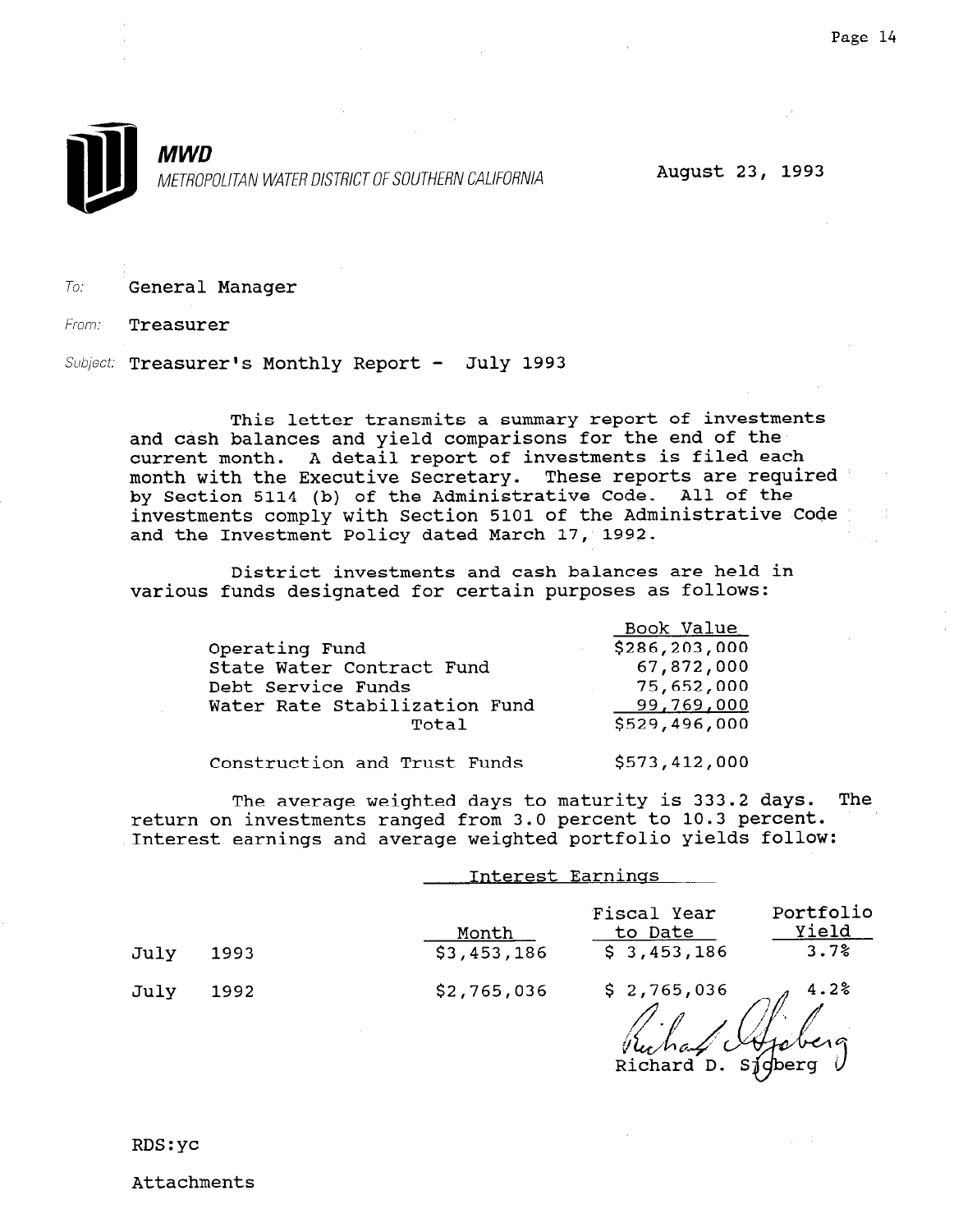**MWD**
METROPOLITAN WATER DISTRICT OF SOUTHERN CALIFORNIA

August 23, 1993

To: General Manager

From: Treasurer

Subject: Treasurer's Monthly Report - July 1993

This letter transmits a summary report of investments and cash balances and yield comparisons for the end of the current month. A detail report of investments is filed each month with the Executive Secretary. These reports are required by Section 5114 (b) of the Administrative Code. All of the investments comply with Section 5101 of the Administrative Code and the Investment Policy dated March 17, 1992.

District investments and cash balances are held in various funds designated for certain purposes as follows:

| | Book Value |
|---|---|
| Operating Fund | $286,203,000 |
| State Water Contract Fund | 67,872,000 |
| Debt Service Funds | 75,652,000 |
| Water Rate Stabilization Fund | 99,769,000 |
| Total | $529,496,000 |
| | |
| Construction and Trust Funds | $573,412,000 |

The average weighted days to maturity is 333.2 days. The return on investments ranged from 3.0 percent to 10.3 percent. Interest earnings and average weighted portfolio yields follow:

| | Interest Earnings | | |
|---|---|---|---|
| | Month | Fiscal Year to Date | Portfolio Yield |
| July 1993 | $3,453,186 | $ 3,453,186 | 3.7% |
| July 1992 | $2,765,036 | $ 2,765,036 | 4.2% |

Richard D. Sjoberg

RDS:yc

Attachments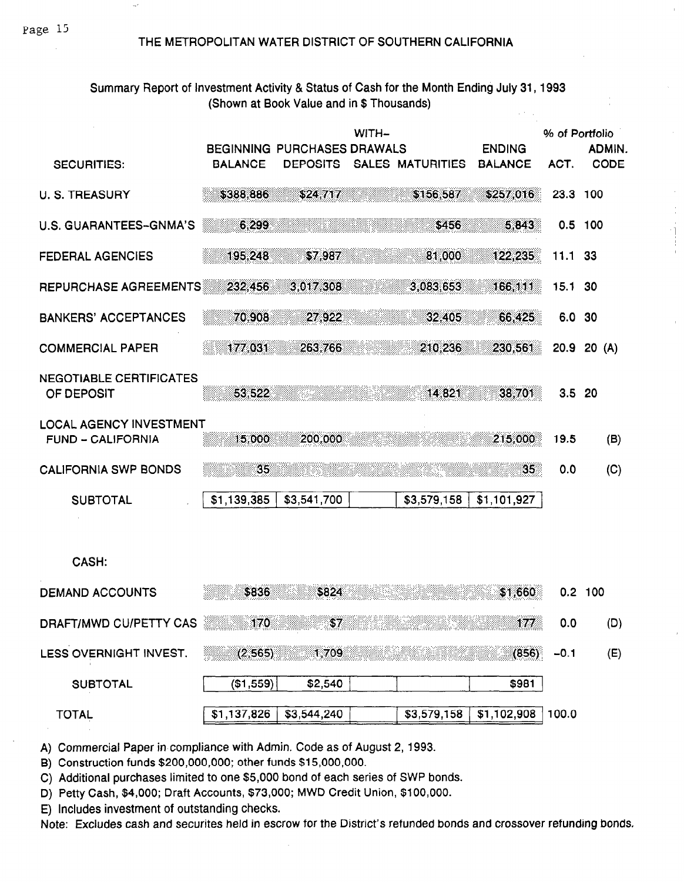# THE METROPOLITAN WATER DISTRICT OF SOUTHERN CALIFORNIA

## Summary Report of Investment Activity & Status of Cash for the Month Ending July 31, 1993
(Shown at Book Value and in $ Thousands)

| SECURITIES: | BEGINNING BALANCE | PURCHASES DEPOSITS | WITH-DRAWALS SALES | MATURITIES | ENDING BALANCE | % of Portfolio ACT. | ADMIN. CODE |
|---|---|---|---|---|---|---|---|
| U. S. TREASURY | $388,886 | $24,717 | | $156,587 | $257,016 | 23.3 | 100 |
| U.S. GUARANTEES-GNMA'S | 6,299 | | | $456 | 5,843 | 0.5 | 100 |
| FEDERAL AGENCIES | 195,248 | $7,987 | | 81,000 | 122,235 | 11.1 | 33 |
| REPURCHASE AGREEMENTS | 232,456 | 3,017,308 | | 3,083,653 | 166,111 | 15.1 | 30 |
| BANKERS' ACCEPTANCES | 70,908 | 27,922 | | 32,405 | 66,425 | 6.0 | 30 |
| COMMERCIAL PAPER | 177,031 | 263,766 | | 210,236 | 230,561 | 20.9 | 20 (A) |
| NEGOTIABLE CERTIFICATES OF DEPOSIT | 53,522 | | | 14,821 | 38,701 | 3.5 | 20 |
| LOCAL AGENCY INVESTMENT FUND - CALIFORNIA | 15,000 | 200,000 | | | 215,000 | 19.5 | (B) |
| CALIFORNIA SWP BONDS | 35 | | | | 35 | 0.0 | (C) |
| SUBTOTAL | $1,139,385 | $3,541,700 | | $3,579,158 | $1,101,927 | | |
| **CASH:** | | | | | | | |
| DEMAND ACCOUNTS | $836 | $824 | | | $1,660 | 0.2 | 100 |
| DRAFT/MWD CU/PETTY CAS | 170 | $7 | | | 177 | 0.0 | (D) |
| LESS OVERNIGHT INVEST. | (2,565) | 1,709 | | | (856) | -0.1 | (E) |
| SUBTOTAL | ($1,559) | $2,540 | | | $981 | | |
| TOTAL | $1,137,826 | $3,544,240 | | $3,579,158 | $1,102,908 | 100.0 | |

A) Commercial Paper in compliance with Admin. Code as of August 2, 1993.

B) Construction funds $200,000,000; other funds $15,000,000.

C) Additional purchases limited to one $5,000 bond of each series of SWP bonds.

D) Petty Cash, $4,000; Draft Accounts, $73,000; MWD Credit Union, $100,000.

E) Includes investment of outstanding checks.

Note: Excludes cash and securites held in escrow for the District's refunded bonds and crossover refunding bonds.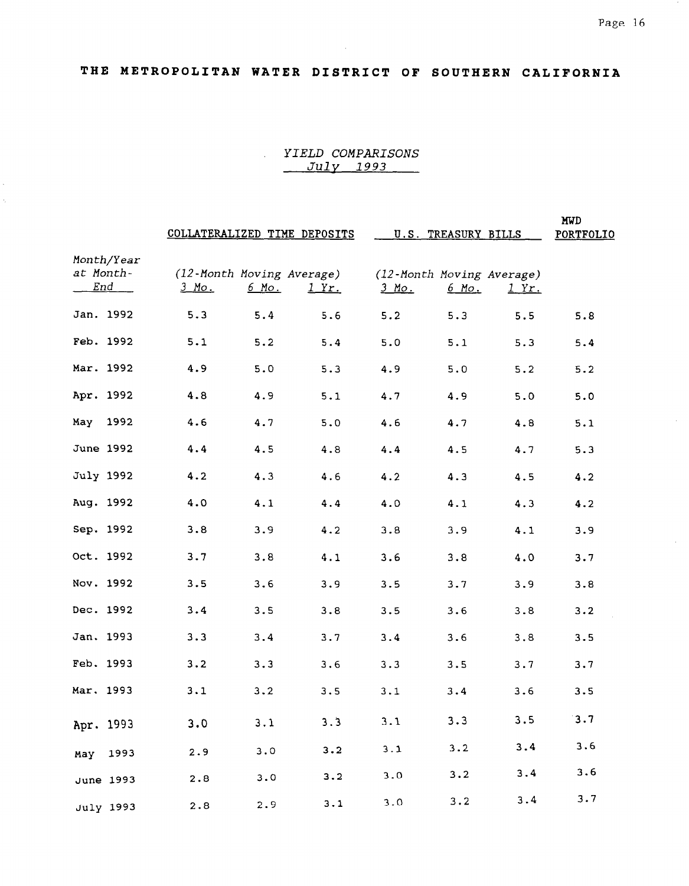# THE METROPOLITAN WATER DISTRICT OF SOUTHERN CALIFORNIA

## *YIELD COMPARISONS*
## *July 1993*

| Month/Year at Month-End | COLLATERALIZED TIME DEPOSITS (12-Month Moving Average) | | | U.S. TREASURY BILLS (12-Month Moving Average) | | | MWD PORTFOLIO |
|---|---|---|---|---|---|---|---|
| | *3 Mo.* | *6 Mo.* | *1 Yr.* | *3 Mo.* | *6 Mo.* | *1 Yr.* | |
| Jan. 1992 | 5.3 | 5.4 | 5.6 | 5.2 | 5.3 | 5.5 | 5.8 |
| Feb. 1992 | 5.1 | 5.2 | 5.4 | 5.0 | 5.1 | 5.3 | 5.4 |
| Mar. 1992 | 4.9 | 5.0 | 5.3 | 4.9 | 5.0 | 5.2 | 5.2 |
| Apr. 1992 | 4.8 | 4.9 | 5.1 | 4.7 | 4.9 | 5.0 | 5.0 |
| May 1992 | 4.6 | 4.7 | 5.0 | 4.6 | 4.7 | 4.8 | 5.1 |
| June 1992 | 4.4 | 4.5 | 4.8 | 4.4 | 4.5 | 4.7 | 5.3 |
| July 1992 | 4.2 | 4.3 | 4.6 | 4.2 | 4.3 | 4.5 | 4.2 |
| Aug. 1992 | 4.0 | 4.1 | 4.4 | 4.0 | 4.1 | 4.3 | 4.2 |
| Sep. 1992 | 3.8 | 3.9 | 4.2 | 3.8 | 3.9 | 4.1 | 3.9 |
| Oct. 1992 | 3.7 | 3.8 | 4.1 | 3.6 | 3.8 | 4.0 | 3.7 |
| Nov. 1992 | 3.5 | 3.6 | 3.9 | 3.5 | 3.7 | 3.9 | 3.8 |
| Dec. 1992 | 3.4 | 3.5 | 3.8 | 3.5 | 3.6 | 3.8 | 3.2 |
| Jan. 1993 | 3.3 | 3.4 | 3.7 | 3.4 | 3.6 | 3.8 | 3.5 |
| Feb. 1993 | 3.2 | 3.3 | 3.6 | 3.3 | 3.5 | 3.7 | 3.7 |
| Mar. 1993 | 3.1 | 3.2 | 3.5 | 3.1 | 3.4 | 3.6 | 3.5 |
| Apr. 1993 | 3.0 | 3.1 | 3.3 | 3.1 | 3.3 | 3.5 | 3.7 |
| May 1993 | 2.9 | 3.0 | 3.2 | 3.1 | 3.2 | 3.4 | 3.6 |
| June 1993 | 2.8 | 3.0 | 3.2 | 3.0 | 3.2 | 3.4 | 3.6 |
| July 1993 | 2.8 | 2.9 | 3.1 | 3.0 | 3.2 | 3.4 | 3.7 |